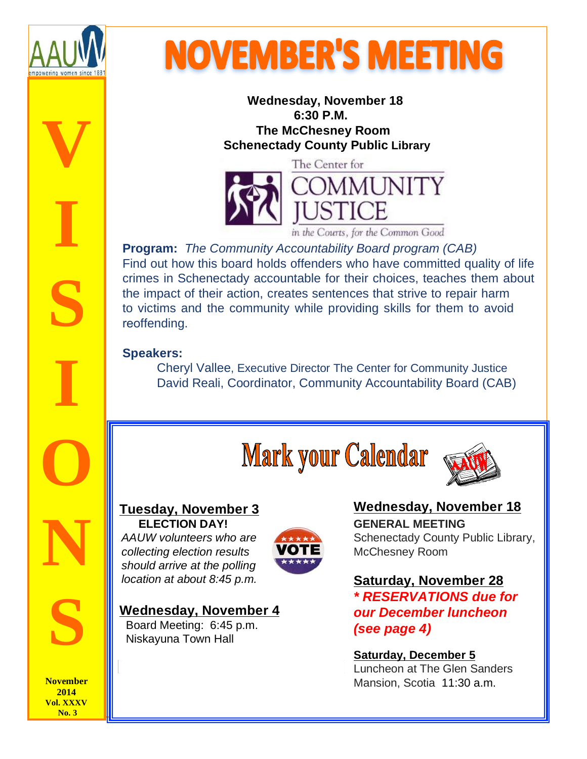# NOVEMBER'S MEETING

**Wednesday, November 18**
**6:30 P.M.**
**The McChesney Room**
**Schenectady County Public Library**

The Center for COMMUNITY JUSTICE
*in the Courts, for the Common Good*

**Program:** *The Community Accountability Board program (CAB)*
Find out how this board holds offenders who have committed quality of life crimes in Schenectady accountable for their choices, teaches them about the impact of their action, creates sentences that strive to repair harm to victims and the community while providing skills for them to avoid reoffending.

**Speakers:**

Cheryl Vallee, Executive Director The Center for Community Justice
David Reali, Coordinator, Community Accountability Board (CAB)

## Mark your Calendar

**Tuesday, November 3**
**ELECTION DAY!**
*AAUW volunteers who are collecting election results should arrive at the polling location at about 8:45 p.m.*

**Wednesday, November 4**
Board Meeting: 6:45 p.m.
Niskayuna Town Hall

**Wednesday, November 18**
**GENERAL MEETING**
Schenectady County Public Library, McChesney Room

**Saturday, November 28**
***\* RESERVATIONS due for our December luncheon (see page 4)***

**Saturday, December 5**
Luncheon at The Glen Sanders Mansion, Scotia 11:30 a.m.

**VISIONS**

**November 2014**
**Vol. XXXV**
**No. 3**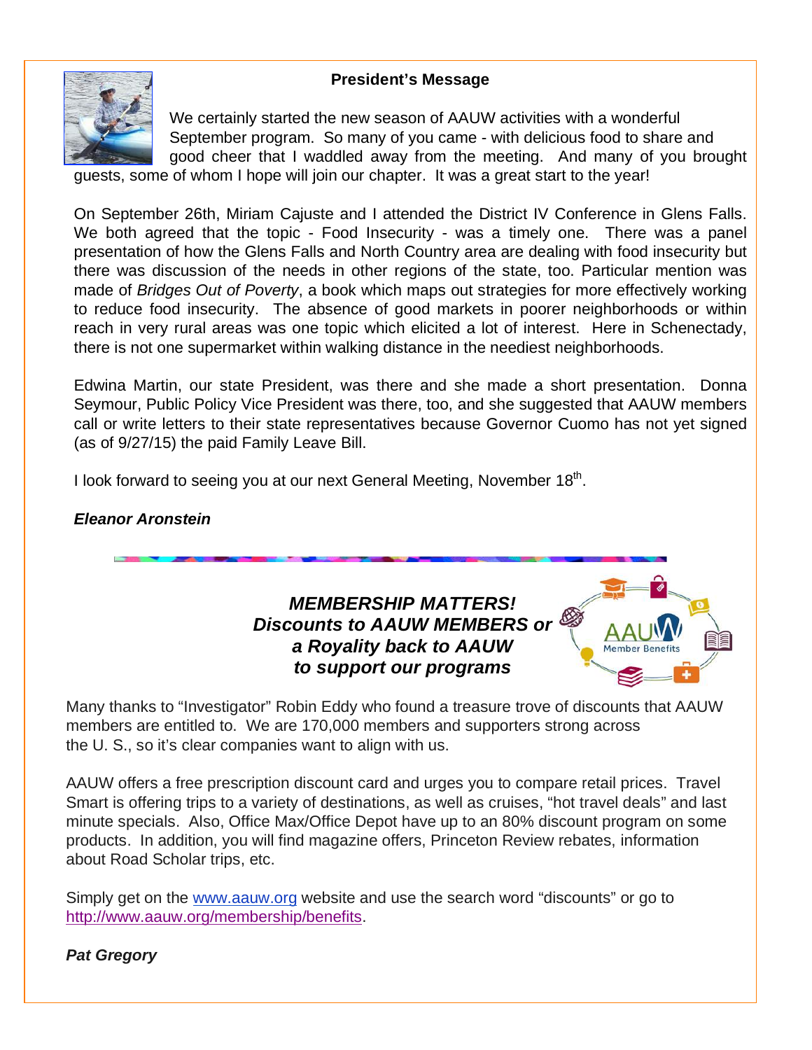## President's Message

We certainly started the new season of AAUW activities with a wonderful September program. So many of you came - with delicious food to share and good cheer that I waddled away from the meeting. And many of you brought guests, some of whom I hope will join our chapter. It was a great start to the year!

On September 26th, Miriam Cajuste and I attended the District IV Conference in Glens Falls. We both agreed that the topic - Food Insecurity - was a timely one. There was a panel presentation of how the Glens Falls and North Country area are dealing with food insecurity but there was discussion of the needs in other regions of the state, too. Particular mention was made of *Bridges Out of Poverty*, a book which maps out strategies for more effectively working to reduce food insecurity. The absence of good markets in poorer neighborhoods or within reach in very rural areas was one topic which elicited a lot of interest. Here in Schenectady, there is not one supermarket within walking distance in the neediest neighborhoods.

Edwina Martin, our state President, was there and she made a short presentation. Donna Seymour, Public Policy Vice President was there, too, and she suggested that AAUW members call or write letters to their state representatives because Governor Cuomo has not yet signed (as of 9/27/15) the paid Family Leave Bill.

I look forward to seeing you at our next General Meeting, November 18th.

***Eleanor Aronstein***

---

***MEMBERSHIP MATTERS!***
***Discounts to AAUW MEMBERS or a Royality back to AAUW to support our programs***

Many thanks to "Investigator" Robin Eddy who found a treasure trove of discounts that AAUW members are entitled to. We are 170,000 members and supporters strong across the U. S., so it's clear companies want to align with us.

AAUW offers a free prescription discount card and urges you to compare retail prices. Travel Smart is offering trips to a variety of destinations, as well as cruises, "hot travel deals" and last minute specials. Also, Office Max/Office Depot have up to an 80% discount program on some products. In addition, you will find magazine offers, Princeton Review rebates, information about Road Scholar trips, etc.

Simply get on the www.aauw.org website and use the search word "discounts" or go to http://www.aauw.org/membership/benefits.

***Pat Gregory***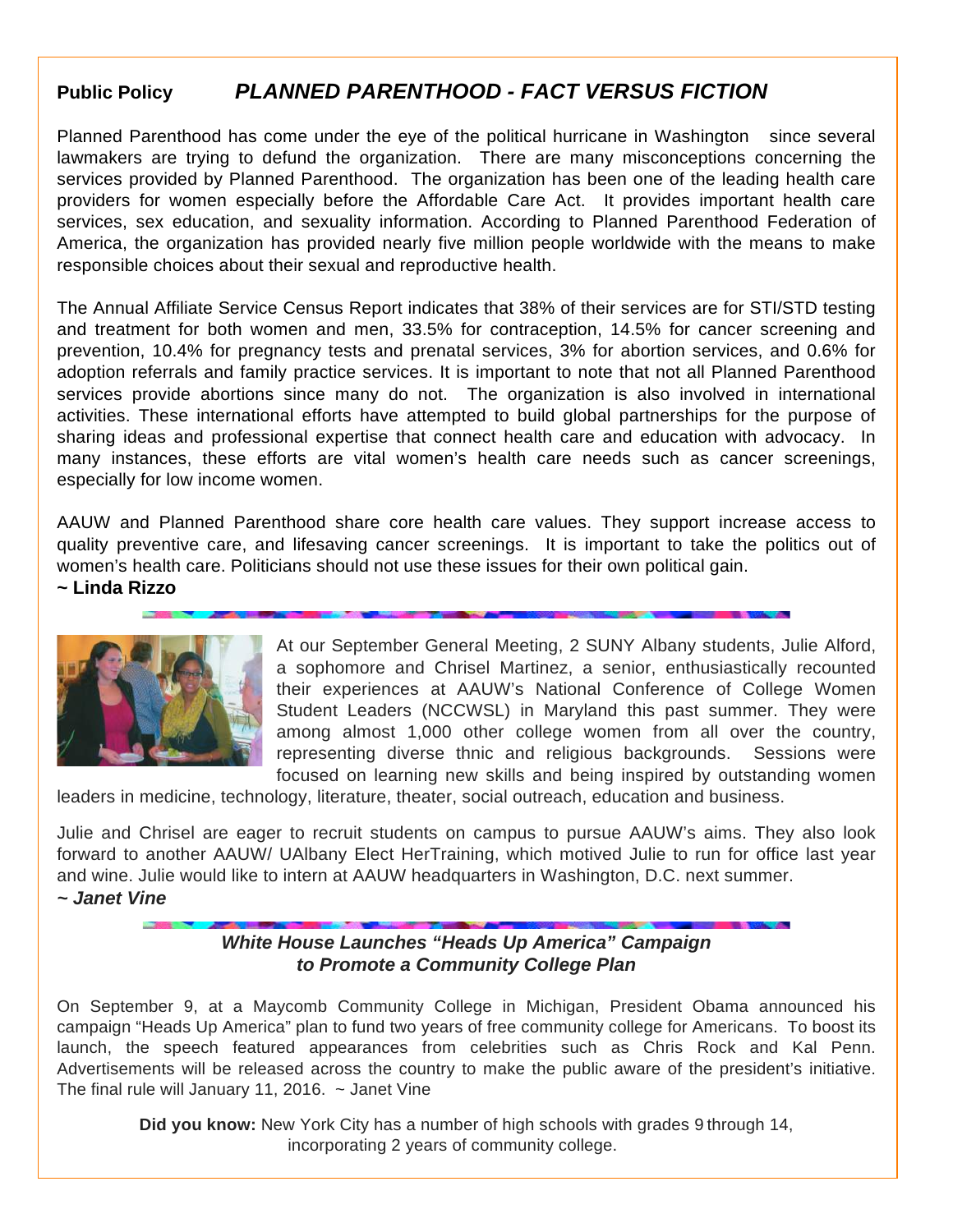**Public Policy** ***PLANNED PARENTHOOD - FACT VERSUS FICTION***

Planned Parenthood has come under the eye of the political hurricane in Washington since several lawmakers are trying to defund the organization. There are many misconceptions concerning the services provided by Planned Parenthood. The organization has been one of the leading health care providers for women especially before the Affordable Care Act. It provides important health care services, sex education, and sexuality information. According to Planned Parenthood Federation of America, the organization has provided nearly five million people worldwide with the means to make responsible choices about their sexual and reproductive health.

The Annual Affiliate Service Census Report indicates that 38% of their services are for STI/STD testing and treatment for both women and men, 33.5% for contraception, 14.5% for cancer screening and prevention, 10.4% for pregnancy tests and prenatal services, 3% for abortion services, and 0.6% for adoption referrals and family practice services. It is important to note that not all Planned Parenthood services provide abortions since many do not. The organization is also involved in international activities. These international efforts have attempted to build global partnerships for the purpose of sharing ideas and professional expertise that connect health care and education with advocacy. In many instances, these efforts are vital women's health care needs such as cancer screenings, especially for low income women.

AAUW and Planned Parenthood share core health care values. They support increase access to quality preventive care, and lifesaving cancer screenings. It is important to take the politics out of women's health care. Politicians should not use these issues for their own political gain.

**~ Linda Rizzo**

At our September General Meeting, 2 SUNY Albany students, Julie Alford, a sophomore and Chrisel Martinez, a senior, enthusiastically recounted their experiences at AAUW's National Conference of College Women Student Leaders (NCCWSL) in Maryland this past summer. They were among almost 1,000 other college women from all over the country, representing diverse thnic and religious backgrounds. Sessions were focused on learning new skills and being inspired by outstanding women leaders in medicine, technology, literature, theater, social outreach, education and business.

Julie and Chrisel are eager to recruit students on campus to pursue AAUW's aims. They also look forward to another AAUW/ UAlbany Elect HerTraining, which motived Julie to run for office last year and wine. Julie would like to intern at AAUW headquarters in Washington, D.C. next summer.

***~ Janet Vine***

***White House Launches "Heads Up America" Campaign to Promote a Community College Plan***

On September 9, at a Maycomb Community College in Michigan, President Obama announced his campaign "Heads Up America" plan to fund two years of free community college for Americans. To boost its launch, the speech featured appearances from celebrities such as Chris Rock and Kal Penn. Advertisements will be released across the country to make the public aware of the president's initiative. The final rule will January 11, 2016. ~ Janet Vine

**Did you know:** New York City has a number of high schools with grades 9 through 14, incorporating 2 years of community college.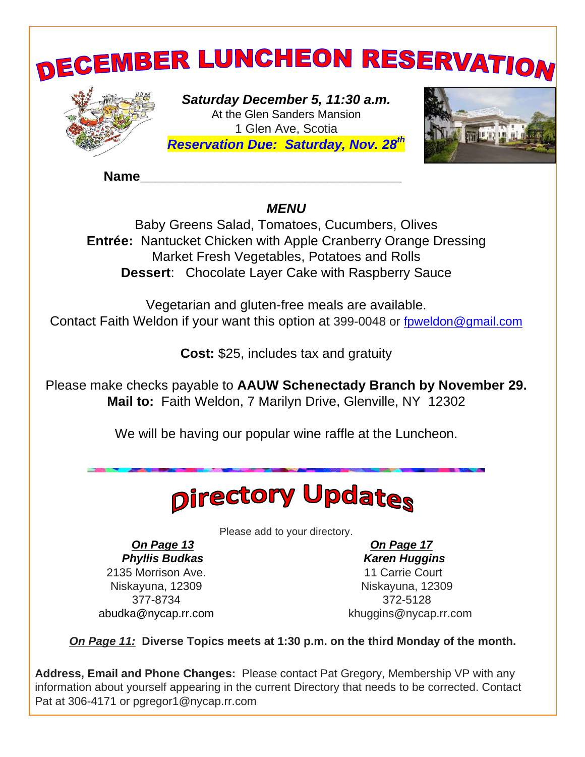# DECEMBER LUNCHEON RESERVATION

***Saturday December 5, 11:30 a.m.***
At the Glen Sanders Mansion
1 Glen Ave, Scotia
***Reservation Due: Saturday, Nov. 28th***

**Name**\_\_\_\_\_\_\_\_\_\_\_\_\_\_\_\_\_\_\_\_\_\_\_\_\_\_\_\_\_\_\_\_\_\_\_\_

## *MENU*

Baby Greens Salad, Tomatoes, Cucumbers, Olives
**Entrée:** Nantucket Chicken with Apple Cranberry Orange Dressing
Market Fresh Vegetables, Potatoes and Rolls
**Dessert**: Chocolate Layer Cake with Raspberry Sauce

Vegetarian and gluten-free meals are available.
Contact Faith Weldon if your want this option at 399-0048 or fpweldon@gmail.com

**Cost:** $25, includes tax and gratuity

Please make checks payable to **AAUW Schenectady Branch by November 29.**
**Mail to:** Faith Weldon, 7 Marilyn Drive, Glenville, NY 12302

We will be having our popular wine raffle at the Luncheon.

# Directory Updates

Please add to your directory.

***On Page 13***
***Phyllis Budkas***
2135 Morrison Ave.
Niskayuna, 12309
377-8734
abudka@nycap.rr.com

***On Page 17***
***Karen Huggins***
11 Carrie Court
Niskayuna, 12309
372-5128
khuggins@nycap.rr.com

***On Page 11:*** **Diverse Topics meets at 1:30 p.m. on the third Monday of the month.**

**Address, Email and Phone Changes:** Please contact Pat Gregory, Membership VP with any information about yourself appearing in the current Directory that needs to be corrected. Contact Pat at 306-4171 or pgregor1@nycap.rr.com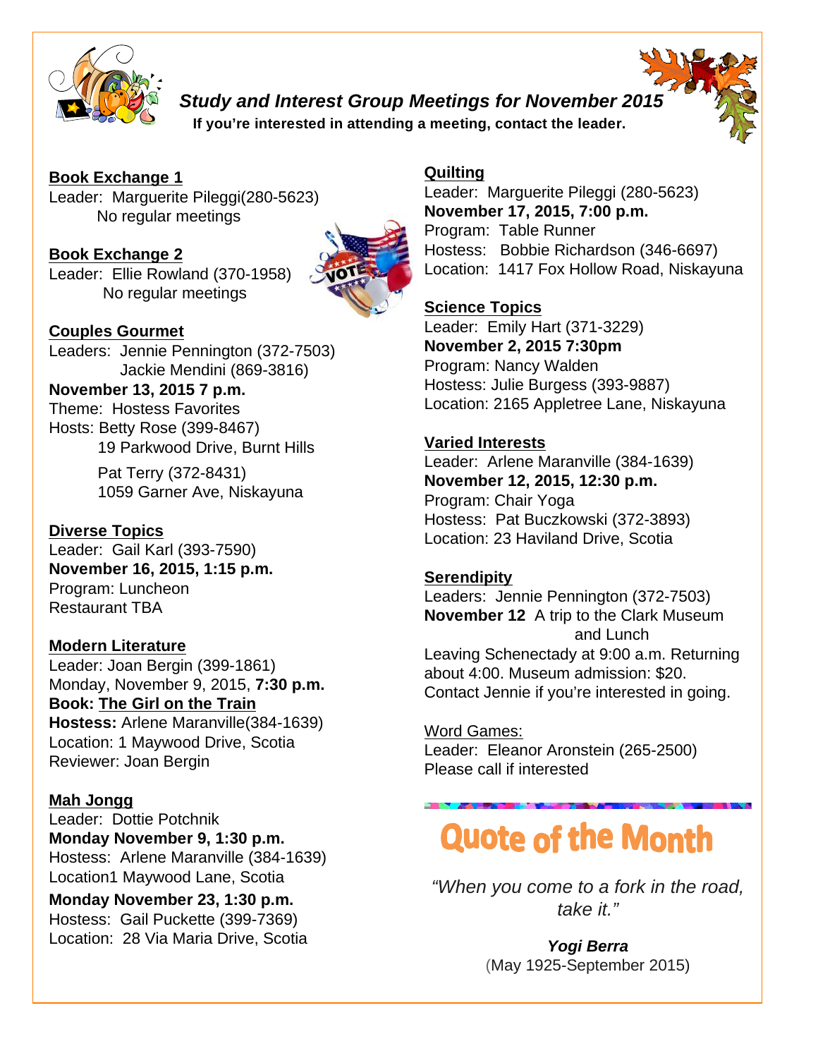# *Study and Interest Group Meetings for November 2015*

**If you're interested in attending a meeting, contact the leader.**

**Book Exchange 1**
Leader: Marguerite Pileggi(280-5623)
No regular meetings

**Book Exchange 2**
Leader: Ellie Rowland (370-1958)
No regular meetings

**Couples Gourmet**
Leaders: Jennie Pennington (372-7503)
Jackie Mendini (869-3816)
**November 13, 2015 7 p.m.**
Theme: Hostess Favorites
Hosts: Betty Rose (399-8467)
19 Parkwood Drive, Burnt Hills

Pat Terry (372-8431)
1059 Garner Ave, Niskayuna

**Diverse Topics**
Leader: Gail Karl (393-7590)
**November 16, 2015, 1:15 p.m.**
Program: Luncheon
Restaurant TBA

**Modern Literature**
Leader: Joan Bergin (399-1861)
Monday, November 9, 2015, **7:30 p.m.**
**Book: The Girl on the Train**
**Hostess:** Arlene Maranville(384-1639)
Location: 1 Maywood Drive, Scotia
Reviewer: Joan Bergin

**Mah Jongg**
Leader: Dottie Potchnik
**Monday November 9, 1:30 p.m.**
Hostess: Arlene Maranville (384-1639)
Location1 Maywood Lane, Scotia
**Monday November 23, 1:30 p.m.**
Hostess: Gail Puckette (399-7369)
Location: 28 Via Maria Drive, Scotia

**Quilting**
Leader: Marguerite Pileggi (280-5623)
**November 17, 2015, 7:00 p.m.**
Program: Table Runner
Hostess: Bobbie Richardson (346-6697)
Location: 1417 Fox Hollow Road, Niskayuna

**Science Topics**
Leader: Emily Hart (371-3229)
**November 2, 2015 7:30pm**
Program: Nancy Walden
Hostess: Julie Burgess (393-9887)
Location: 2165 Appletree Lane, Niskayuna

**Varied Interests**
Leader: Arlene Maranville (384-1639)
**November 12, 2015, 12:30 p.m.**
Program: Chair Yoga
Hostess: Pat Buczkowski (372-3893)
Location: 23 Haviland Drive, Scotia

**Serendipity**
Leaders: Jennie Pennington (372-7503)
**November 12** A trip to the Clark Museum and Lunch
Leaving Schenectady at 9:00 a.m. Returning about 4:00. Museum admission: $20.
Contact Jennie if you're interested in going.

Word Games:
Leader: Eleanor Aronstein (265-2500)
Please call if interested

## Quote of the Month

*"When you come to a fork in the road, take it."*

***Yogi Berra***
(May 1925-September 2015)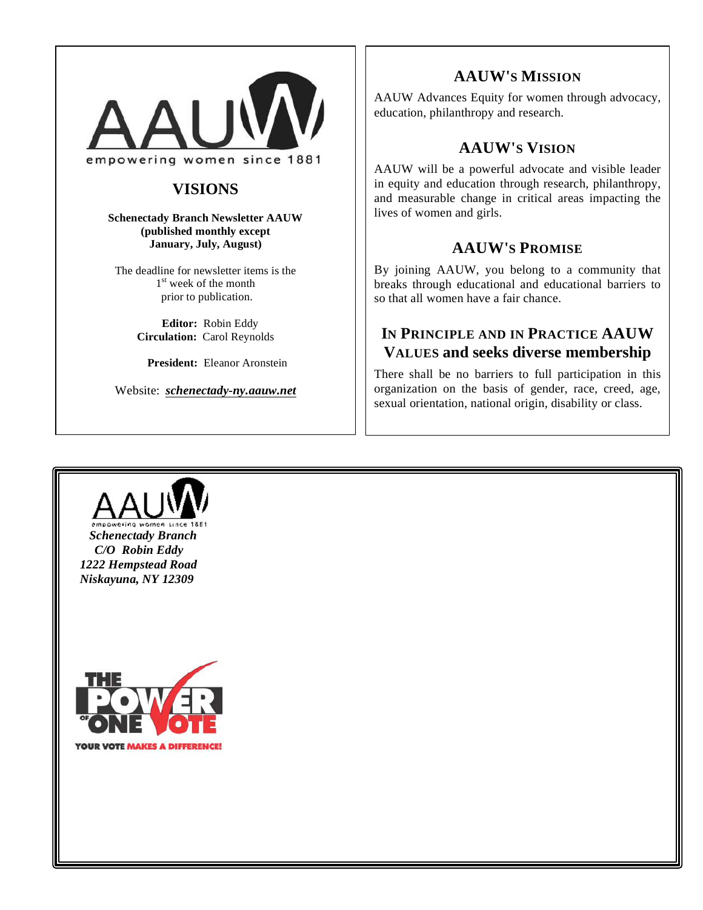AAUW

empowering women since 1881

## VISIONS

**Schenectady Branch Newsletter AAUW (published monthly except January, July, August)**

The deadline for newsletter items is the 1st week of the month prior to publication.

**Editor:** Robin Eddy
**Circulation:** Carol Reynolds

**President:** Eleanor Aronstein

Website: ***schenectady-ny.aauw.net***

## AAUW'S MISSION

AAUW Advances Equity for women through advocacy, education, philanthropy and research.

## AAUW'S VISION

AAUW will be a powerful advocate and visible leader in equity and education through research, philanthropy, and measurable change in critical areas impacting the lives of women and girls.

## AAUW'S PROMISE

By joining AAUW, you belong to a community that breaks through educational and educational barriers to so that all women have a fair chance.

## IN PRINCIPLE AND IN PRACTICE AAUW VALUES and seeks diverse membership

There shall be no barriers to full participation in this organization on the basis of gender, race, creed, age, sexual orientation, national origin, disability or class.

AAUW

empowering women since 1881

***Schenectady Branch***
***C/O Robin Eddy***
***1222 Hempstead Road***
***Niskayuna, NY 12309***

THE POWER OF ONE VOTE

YOUR VOTE MAKES A DIFFERENCE!